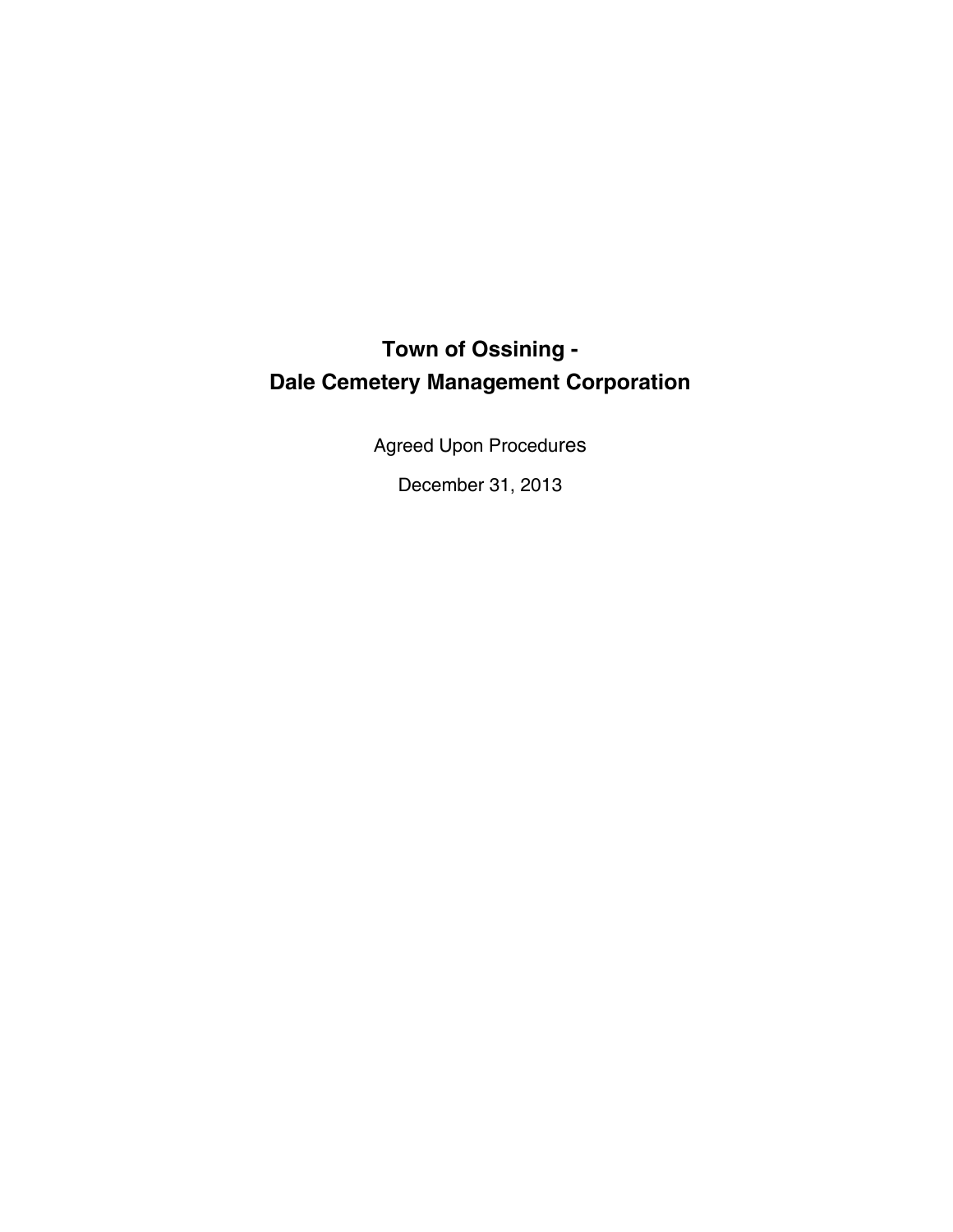# Town of Ossining -
# Dale Cemetery Management Corporation

Agreed Upon Procedures

December 31, 2013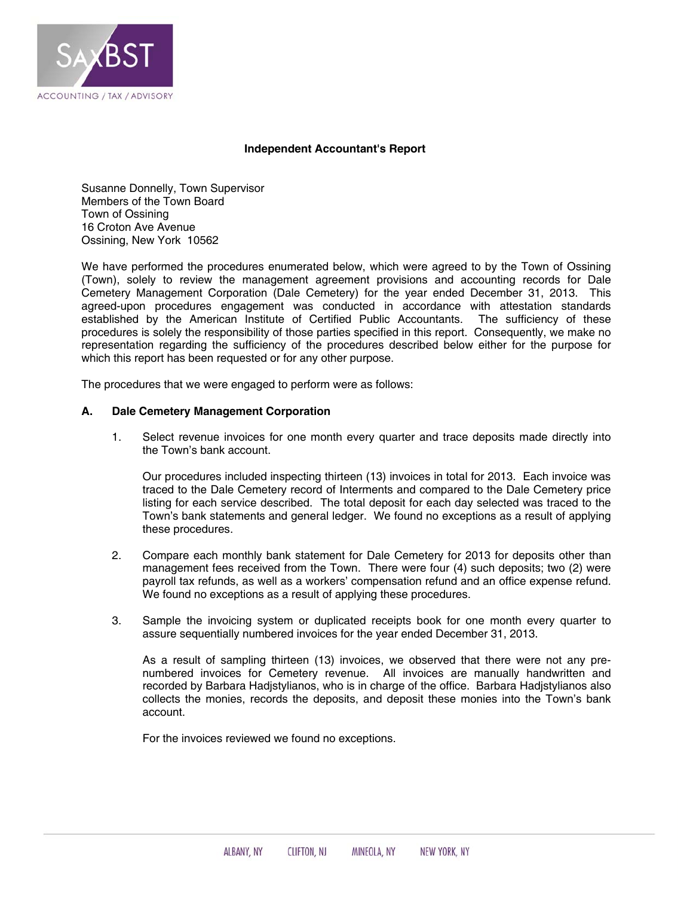**Independent Accountant's Report**

Susanne Donnelly, Town Supervisor
Members of the Town Board
Town of Ossining
16 Croton Ave Avenue
Ossining, New York 10562

We have performed the procedures enumerated below, which were agreed to by the Town of Ossining (Town), solely to review the management agreement provisions and accounting records for Dale Cemetery Management Corporation (Dale Cemetery) for the year ended December 31, 2013. This agreed-upon procedures engagement was conducted in accordance with attestation standards established by the American Institute of Certified Public Accountants. The sufficiency of these procedures is solely the responsibility of those parties specified in this report. Consequently, we make no representation regarding the sufficiency of the procedures described below either for the purpose for which this report has been requested or for any other purpose.

The procedures that we were engaged to perform were as follows:

**A. Dale Cemetery Management Corporation**

1. Select revenue invoices for one month every quarter and trace deposits made directly into the Town's bank account.

   Our procedures included inspecting thirteen (13) invoices in total for 2013. Each invoice was traced to the Dale Cemetery record of Interments and compared to the Dale Cemetery price listing for each service described. The total deposit for each day selected was traced to the Town's bank statements and general ledger. We found no exceptions as a result of applying these procedures.

2. Compare each monthly bank statement for Dale Cemetery for 2013 for deposits other than management fees received from the Town. There were four (4) such deposits; two (2) were payroll tax refunds, as well as a workers' compensation refund and an office expense refund. We found no exceptions as a result of applying these procedures.

3. Sample the invoicing system or duplicated receipts book for one month every quarter to assure sequentially numbered invoices for the year ended December 31, 2013.

   As a result of sampling thirteen (13) invoices, we observed that there were not any pre-numbered invoices for Cemetery revenue. All invoices are manually handwritten and recorded by Barbara Hadjstylianos, who is in charge of the office. Barbara Hadjstylianos also collects the monies, records the deposits, and deposit these monies into the Town's bank account.

   For the invoices reviewed we found no exceptions.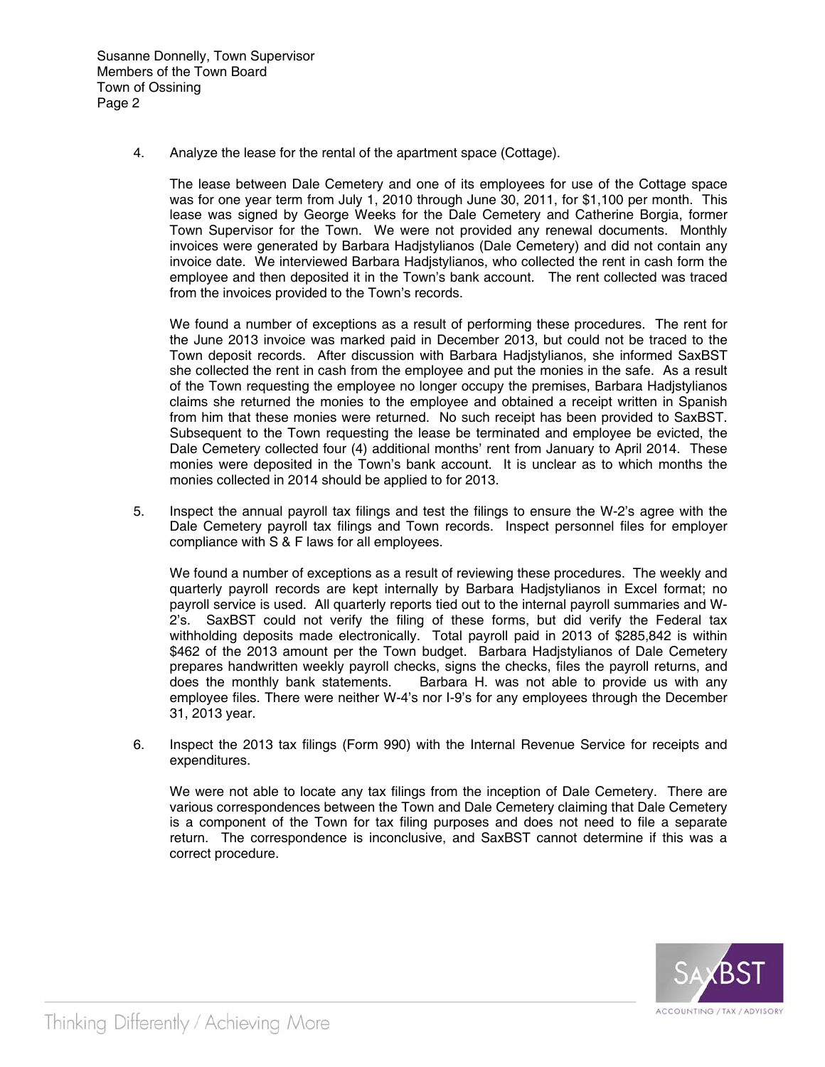Susanne Donnelly, Town Supervisor
Members of the Town Board
Town of Ossining
Page 2

4. Analyze the lease for the rental of the apartment space (Cottage).

   The lease between Dale Cemetery and one of its employees for use of the Cottage space was for one year term from July 1, 2010 through June 30, 2011, for $1,100 per month. This lease was signed by George Weeks for the Dale Cemetery and Catherine Borgia, former Town Supervisor for the Town. We were not provided any renewal documents. Monthly invoices were generated by Barbara Hadjstylianos (Dale Cemetery) and did not contain any invoice date. We interviewed Barbara Hadjstylianos, who collected the rent in cash form the employee and then deposited it in the Town's bank account. The rent collected was traced from the invoices provided to the Town's records.

   We found a number of exceptions as a result of performing these procedures. The rent for the June 2013 invoice was marked paid in December 2013, but could not be traced to the Town deposit records. After discussion with Barbara Hadjstylianos, she informed SaxBST she collected the rent in cash from the employee and put the monies in the safe. As a result of the Town requesting the employee no longer occupy the premises, Barbara Hadjstylianos claims she returned the monies to the employee and obtained a receipt written in Spanish from him that these monies were returned. No such receipt has been provided to SaxBST. Subsequent to the Town requesting the lease be terminated and employee be evicted, the Dale Cemetery collected four (4) additional months' rent from January to April 2014. These monies were deposited in the Town's bank account. It is unclear as to which months the monies collected in 2014 should be applied to for 2013.

5. Inspect the annual payroll tax filings and test the filings to ensure the W-2's agree with the Dale Cemetery payroll tax filings and Town records. Inspect personnel files for employer compliance with S & F laws for all employees.

   We found a number of exceptions as a result of reviewing these procedures. The weekly and quarterly payroll records are kept internally by Barbara Hadjstylianos in Excel format; no payroll service is used. All quarterly reports tied out to the internal payroll summaries and W-2's. SaxBST could not verify the filing of these forms, but did verify the Federal tax withholding deposits made electronically. Total payroll paid in 2013 of $285,842 is within $462 of the 2013 amount per the Town budget. Barbara Hadjstylianos of Dale Cemetery prepares handwritten weekly payroll checks, signs the checks, files the payroll returns, and does the monthly bank statements. Barbara H. was not able to provide us with any employee files. There were neither W-4's nor I-9's for any employees through the December 31, 2013 year.

6. Inspect the 2013 tax filings (Form 990) with the Internal Revenue Service for receipts and expenditures.

   We were not able to locate any tax filings from the inception of Dale Cemetery. There are various correspondences between the Town and Dale Cemetery claiming that Dale Cemetery is a component of the Town for tax filing purposes and does not need to file a separate return. The correspondence is inconclusive, and SaxBST cannot determine if this was a correct procedure.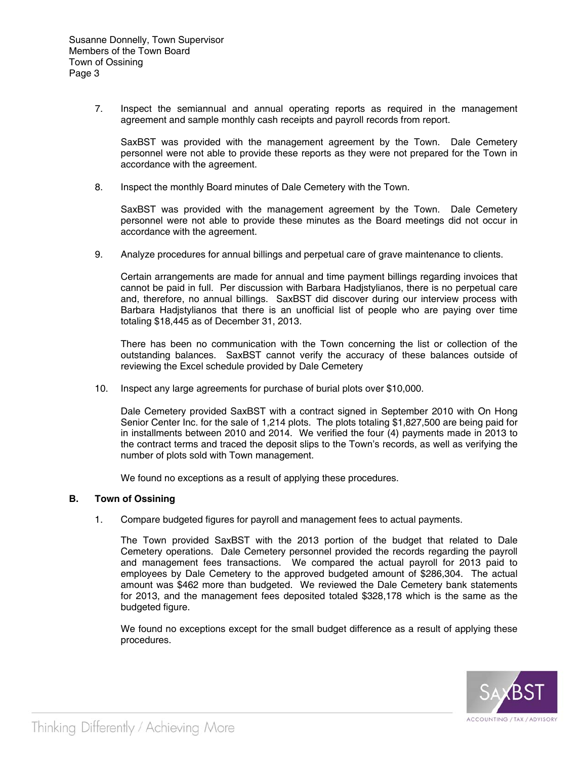7. Inspect the semiannual and annual operating reports as required in the management agreement and sample monthly cash receipts and payroll records from report.

   SaxBST was provided with the management agreement by the Town. Dale Cemetery personnel were not able to provide these reports as they were not prepared for the Town in accordance with the agreement.

8. Inspect the monthly Board minutes of Dale Cemetery with the Town.

   SaxBST was provided with the management agreement by the Town. Dale Cemetery personnel were not able to provide these minutes as the Board meetings did not occur in accordance with the agreement.

9. Analyze procedures for annual billings and perpetual care of grave maintenance to clients.

   Certain arrangements are made for annual and time payment billings regarding invoices that cannot be paid in full. Per discussion with Barbara Hadjstylianos, there is no perpetual care and, therefore, no annual billings. SaxBST did discover during our interview process with Barbara Hadjstylianos that there is an unofficial list of people who are paying over time totaling $18,445 as of December 31, 2013.

   There has been no communication with the Town concerning the list or collection of the outstanding balances. SaxBST cannot verify the accuracy of these balances outside of reviewing the Excel schedule provided by Dale Cemetery

10. Inspect any large agreements for purchase of burial plots over $10,000.

    Dale Cemetery provided SaxBST with a contract signed in September 2010 with On Hong Senior Center Inc. for the sale of 1,214 plots. The plots totaling $1,827,500 are being paid for in installments between 2010 and 2014. We verified the four (4) payments made in 2013 to the contract terms and traced the deposit slips to the Town's records, as well as verifying the number of plots sold with Town management.

    We found no exceptions as a result of applying these procedures.

**B. Town of Ossining**

1. Compare budgeted figures for payroll and management fees to actual payments.

   The Town provided SaxBST with the 2013 portion of the budget that related to Dale Cemetery operations. Dale Cemetery personnel provided the records regarding the payroll and management fees transactions. We compared the actual payroll for 2013 paid to employees by Dale Cemetery to the approved budgeted amount of $286,304. The actual amount was $462 more than budgeted. We reviewed the Dale Cemetery bank statements for 2013, and the management fees deposited totaled $328,178 which is the same as the budgeted figure.

   We found no exceptions except for the small budget difference as a result of applying these procedures.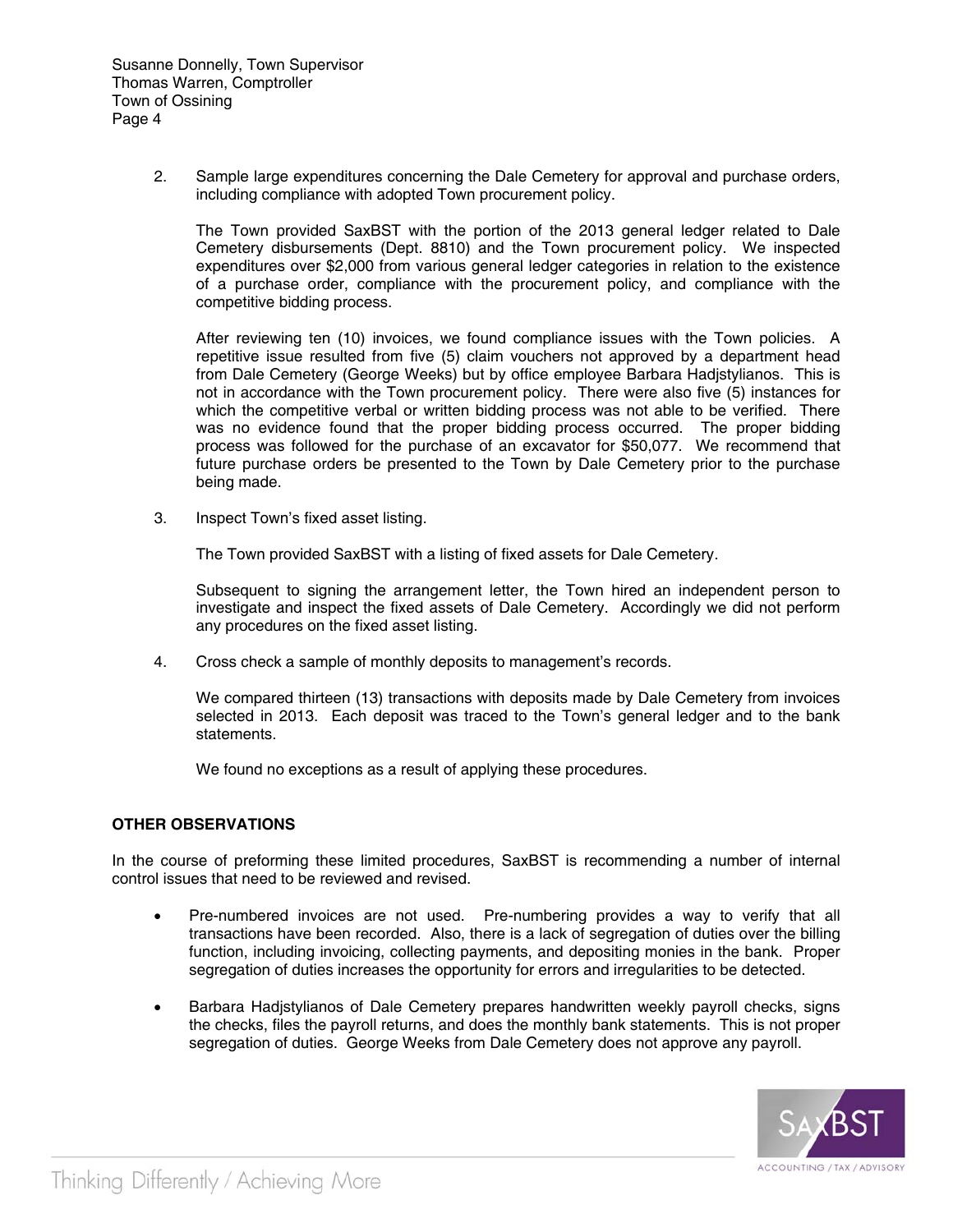2. Sample large expenditures concerning the Dale Cemetery for approval and purchase orders, including compliance with adopted Town procurement policy.

   The Town provided SaxBST with the portion of the 2013 general ledger related to Dale Cemetery disbursements (Dept. 8810) and the Town procurement policy. We inspected expenditures over $2,000 from various general ledger categories in relation to the existence of a purchase order, compliance with the procurement policy, and compliance with the competitive bidding process.

   After reviewing ten (10) invoices, we found compliance issues with the Town policies. A repetitive issue resulted from five (5) claim vouchers not approved by a department head from Dale Cemetery (George Weeks) but by office employee Barbara Hadjstylianos. This is not in accordance with the Town procurement policy. There were also five (5) instances for which the competitive verbal or written bidding process was not able to be verified. There was no evidence found that the proper bidding process occurred. The proper bidding process was followed for the purchase of an excavator for $50,077. We recommend that future purchase orders be presented to the Town by Dale Cemetery prior to the purchase being made.

3. Inspect Town's fixed asset listing.

   The Town provided SaxBST with a listing of fixed assets for Dale Cemetery.

   Subsequent to signing the arrangement letter, the Town hired an independent person to investigate and inspect the fixed assets of Dale Cemetery. Accordingly we did not perform any procedures on the fixed asset listing.

4. Cross check a sample of monthly deposits to management's records.

   We compared thirteen (13) transactions with deposits made by Dale Cemetery from invoices selected in 2013. Each deposit was traced to the Town's general ledger and to the bank statements.

   We found no exceptions as a result of applying these procedures.

**OTHER OBSERVATIONS**

In the course of preforming these limited procedures, SaxBST is recommending a number of internal control issues that need to be reviewed and revised.

- Pre-numbered invoices are not used. Pre-numbering provides a way to verify that all transactions have been recorded. Also, there is a lack of segregation of duties over the billing function, including invoicing, collecting payments, and depositing monies in the bank. Proper segregation of duties increases the opportunity for errors and irregularities to be detected.

- Barbara Hadjstylianos of Dale Cemetery prepares handwritten weekly payroll checks, signs the checks, files the payroll returns, and does the monthly bank statements. This is not proper segregation of duties. George Weeks from Dale Cemetery does not approve any payroll.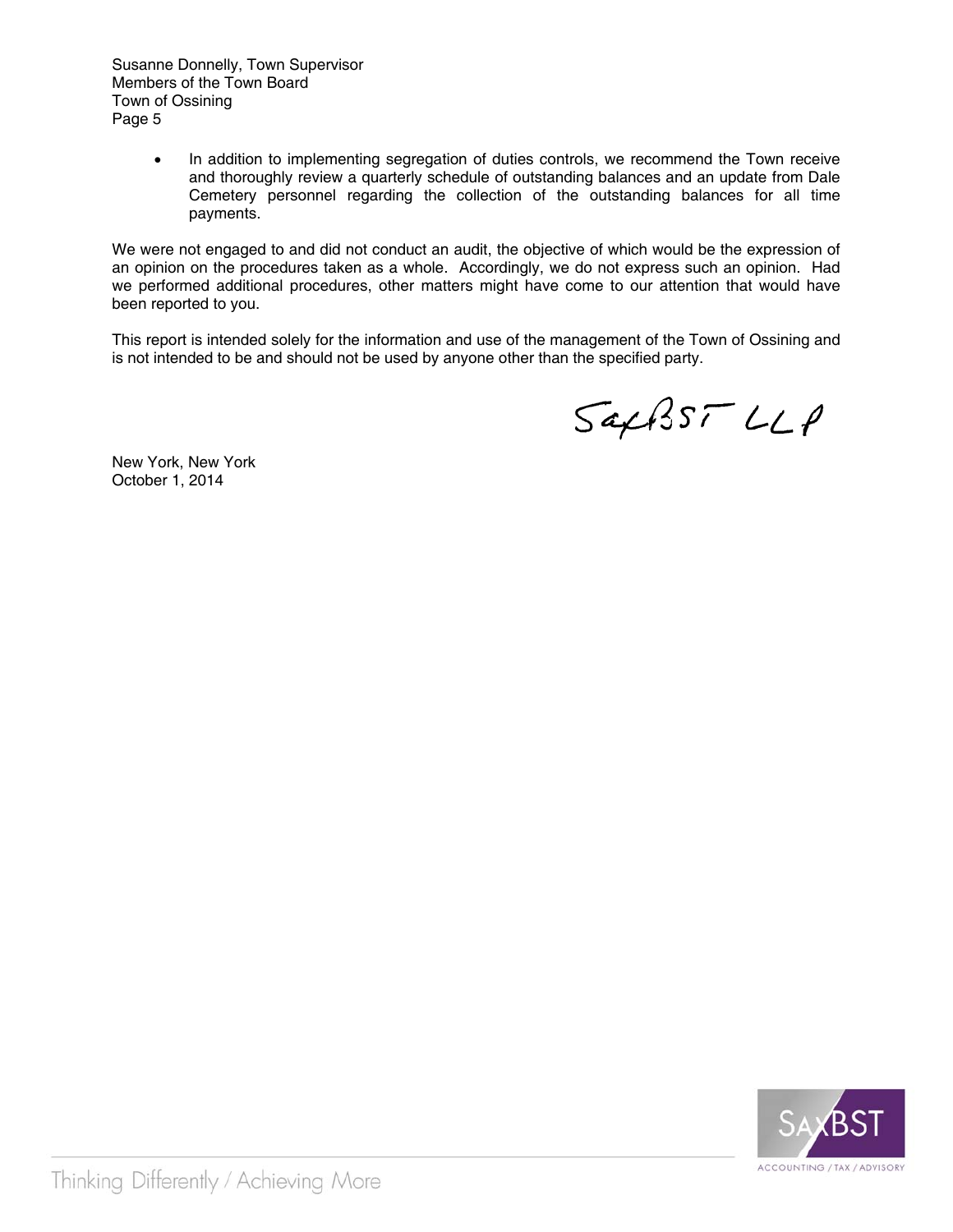- In addition to implementing segregation of duties controls, we recommend the Town receive and thoroughly review a quarterly schedule of outstanding balances and an update from Dale Cemetery personnel regarding the collection of the outstanding balances for all time payments.

We were not engaged to and did not conduct an audit, the objective of which would be the expression of an opinion on the procedures taken as a whole. Accordingly, we do not express such an opinion. Had we performed additional procedures, other matters might have come to our attention that would have been reported to you.

This report is intended solely for the information and use of the management of the Town of Ossining and is not intended to be and should not be used by anyone other than the specified party.

SaxBST LLP

New York, New York
October 1, 2014